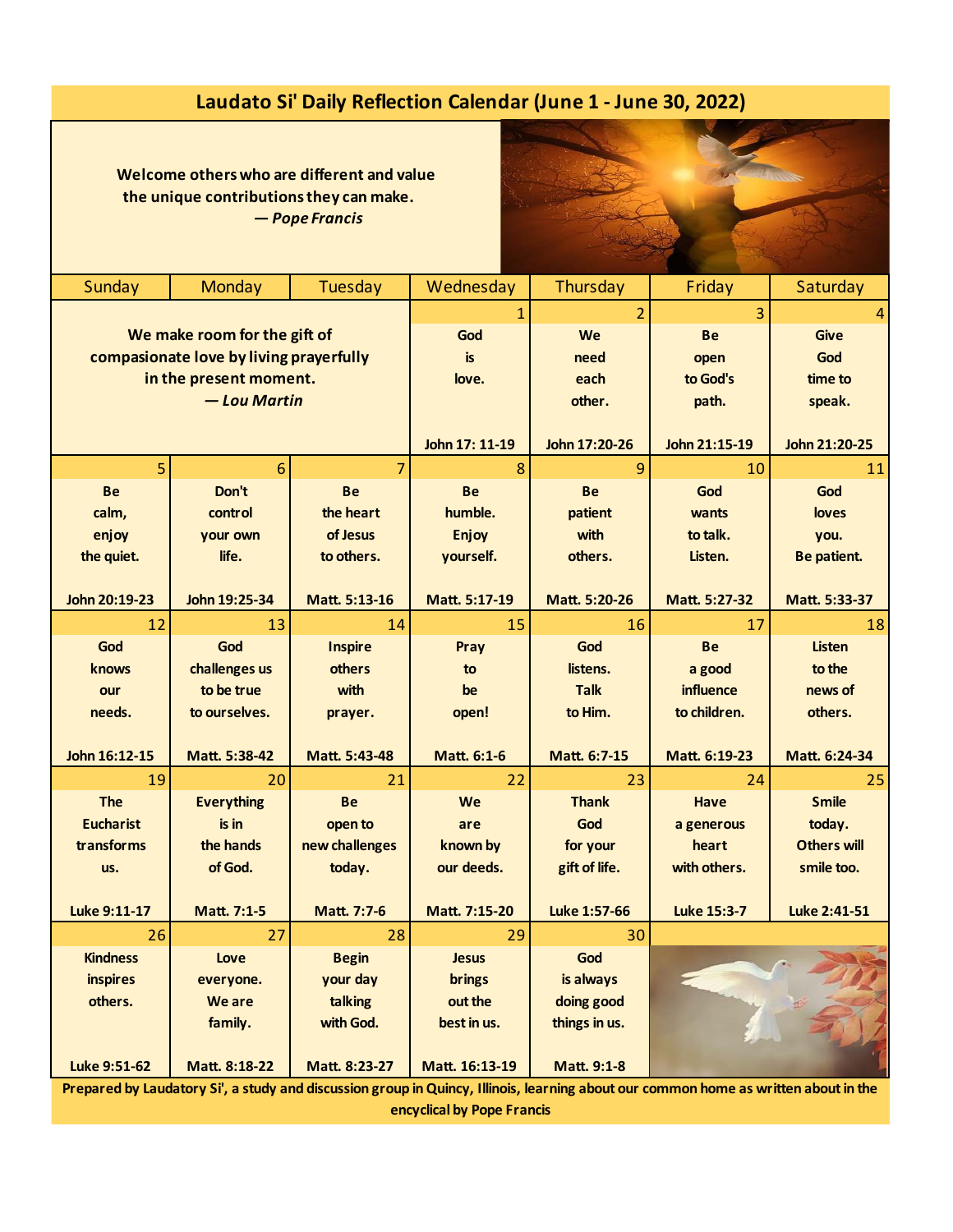# Laudato Si' Daily Reflection Calendar (June 1 - June 30, 2022)

**Welcome others who are different and value the unique contributions they can make.**
***— Pope Francis***

| Sunday | Monday | Tuesday | Wednesday | Thursday | Friday | Saturday |
|---|---|---|---|---|---|---|
| **We make room for the gift of compasionate love by living prayerfully in the present moment.** ***— Lou Martin*** | | | 1 **God is love.** **John 17: 11-19** | 2 **We need each other.** **John 17:20-26** | 3 **Be open to God's path.** **John 21:15-19** | 4 **Give God time to speak.** **John 21:20-25** |
| 5 **Be calm, enjoy the quiet.** **John 20:19-23** | 6 **Don't control your own life.** **John 19:25-34** | 7 **Be the heart of Jesus to others.** **Matt. 5:13-16** | 8 **Be humble. Enjoy yourself.** **Matt. 5:17-19** | 9 **Be patient with others.** **Matt. 5:20-26** | 10 **God wants to talk. Listen.** **Matt. 5:27-32** | 11 **God loves you. Be patient.** **Matt. 5:33-37** |
| 12 **God knows our needs.** **John 16:12-15** | 13 **God challenges us to be true to ourselves.** **Matt. 5:38-42** | 14 **Inspire others with prayer.** **Matt. 5:43-48** | 15 **Pray to be open!** **Matt. 6:1-6** | 16 **God listens. Talk to Him.** **Matt. 6:7-15** | 17 **Be a good influence to children.** **Matt. 6:19-23** | 18 **Listen to the news of others.** **Matt. 6:24-34** |
| 19 **The Eucharist transforms us.** **Luke 9:11-17** | 20 **Everything is in the hands of God.** **Matt. 7:1-5** | 21 **Be open to new challenges today.** **Matt. 7:7-6** | 22 **We are known by our deeds.** **Matt. 7:15-20** | 23 **Thank God for your gift of life.** **Luke 1:57-66** | 24 **Have a generous heart with others.** **Luke 15:3-7** | 25 **Smile today. Others will smile too.** **Luke 2:41-51** |
| 26 **Kindness inspires others.** **Luke 9:51-62** | 27 **Love everyone. We are family.** **Matt. 8:18-22** | 28 **Begin your day talking with God.** **Matt. 8:23-27** | 29 **Jesus brings out the best in us.** **Matt. 16:13-19** | 30 **God is always doing good things in us.** **Matt. 9:1-8** | | |

**Prepared by Laudatory Si', a study and discussion group in Quincy, Illinois, learning about our common home as written about in the encyclical by Pope Francis**